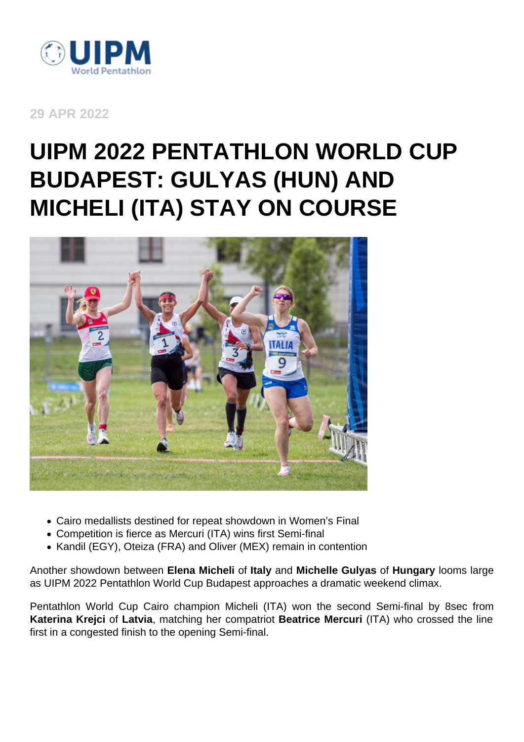29 APR 2022

# UIPM 2022 PENTATHLON WORLD CUP BUDAPEST: GULYAS (HUN) AND MICHELI (ITA) STAY ON COURSE

- Cairo medallists destined for repeat showdown in Women's Final
- Competition is fierce as Mercuri (ITA) wins first Semi-final
- Kandil (EGY), Oteiza (FRA) and Oliver (MEX) remain in contention

Another showdown between **Elena Micheli** of **Italy** and **Michelle Gulyas** of **Hungary** looms large as UIPM 2022 Pentathlon World Cup Budapest approaches a dramatic weekend climax.

Pentathlon World Cup Cairo champion Micheli (ITA) won the second Semi-final by 8sec from **Katerina Krejci** of **Latvia**, matching her compatriot **Beatrice Mercuri** (ITA) who crossed the line first in a congested finish to the opening Semi-final.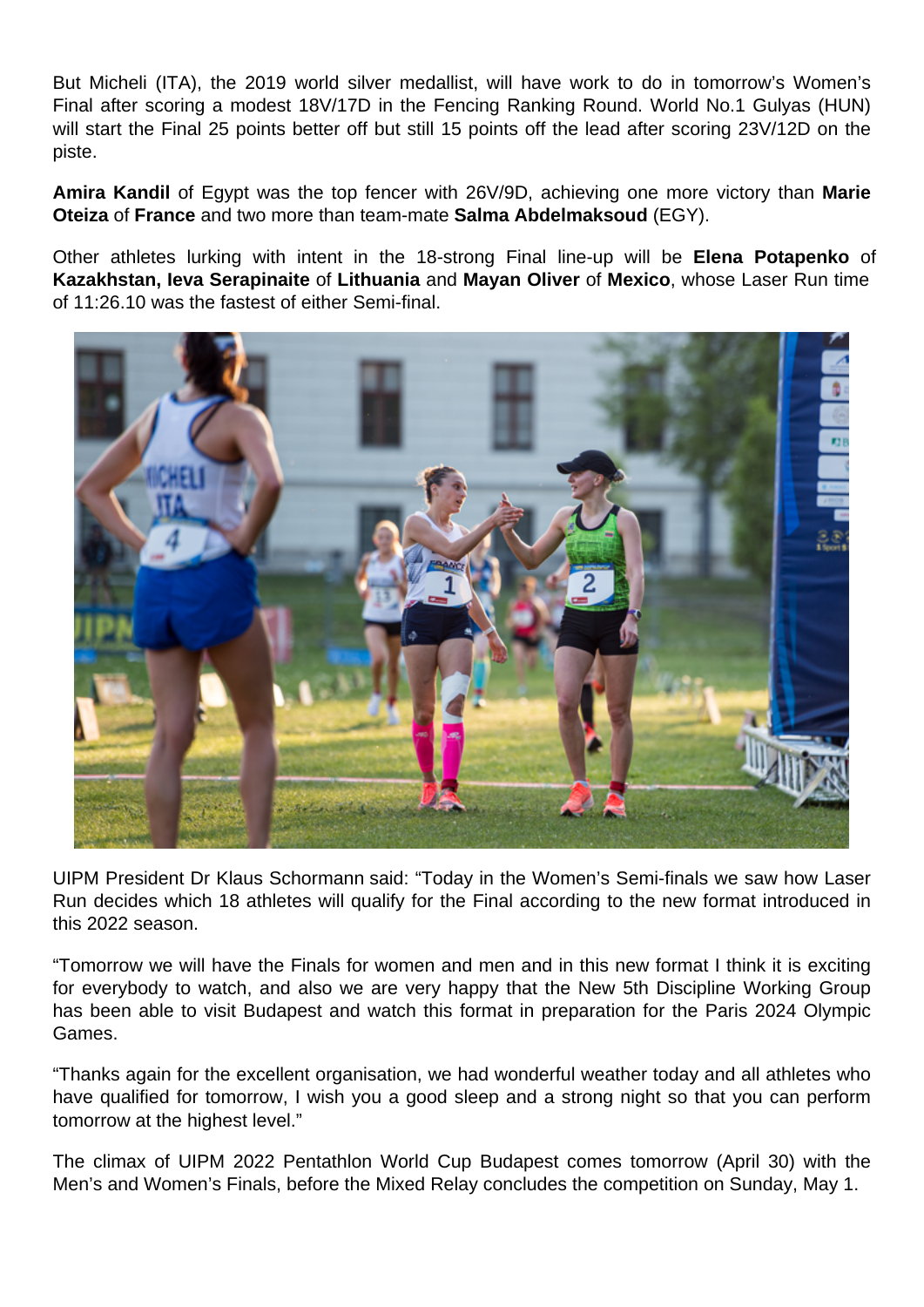But Micheli (ITA), the 2019 world silver medallist, will have work to do in tomorrow's Women's Final after scoring a modest 18V/17D in the Fencing Ranking Round. World No.1 Gulyas (HUN) will start the Final 25 points better off but still 15 points off the lead after scoring 23V/12D on the piste.

**Amira Kandil** of Egypt was the top fencer with 26V/9D, achieving one more victory than **Marie Oteiza** of **France** and two more than team-mate **Salma Abdelmaksoud** (EGY).

Other athletes lurking with intent in the 18-strong Final line-up will be **Elena Potapenko** of **Kazakhstan, Ieva Serapinaite** of **Lithuania** and **Mayan Oliver** of **Mexico**, whose Laser Run time of 11:26.10 was the fastest of either Semi-final.

UIPM President Dr Klaus Schormann said: "Today in the Women's Semi-finals we saw how Laser Run decides which 18 athletes will qualify for the Final according to the new format introduced in this 2022 season.

"Tomorrow we will have the Finals for women and men and in this new format I think it is exciting for everybody to watch, and also we are very happy that the New 5th Discipline Working Group has been able to visit Budapest and watch this format in preparation for the Paris 2024 Olympic Games.

"Thanks again for the excellent organisation, we had wonderful weather today and all athletes who have qualified for tomorrow, I wish you a good sleep and a strong night so that you can perform tomorrow at the highest level."

The climax of UIPM 2022 Pentathlon World Cup Budapest comes tomorrow (April 30) with the Men's and Women's Finals, before the Mixed Relay concludes the competition on Sunday, May 1.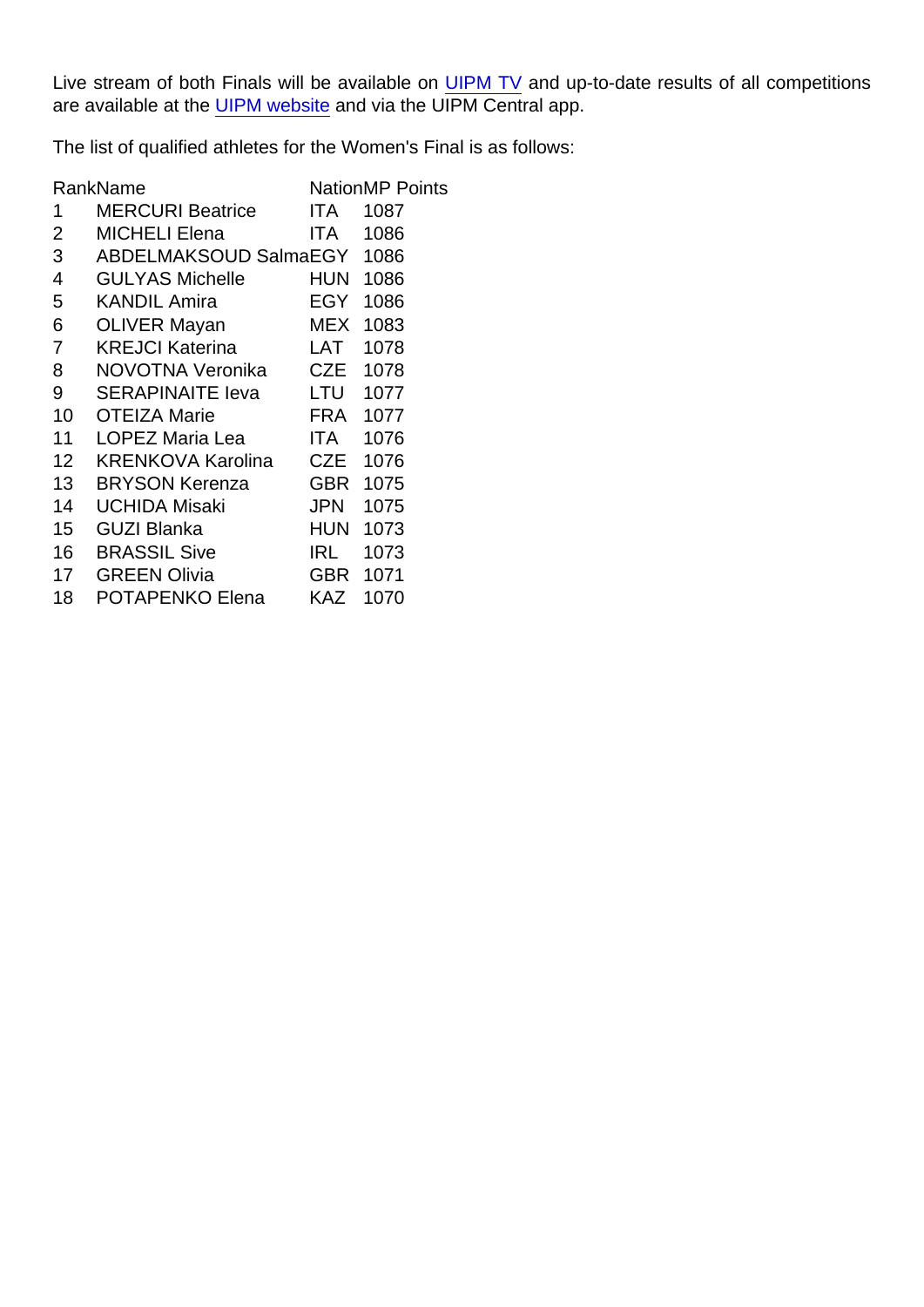Live stream of both Finals will be available on UIPM TV and up-to-date results of all competitions are available at the UIPM website and via the UIPM Central app.

The list of qualified athletes for the Women's Final is as follows:

| Rank | Name | Nation | MP Points |
|---|---|---|---|
| 1 | MERCURI Beatrice | ITA | 1087 |
| 2 | MICHELI Elena | ITA | 1086 |
| 3 | ABDELMAKSOUD Salma | EGY | 1086 |
| 4 | GULYAS Michelle | HUN | 1086 |
| 5 | KANDIL Amira | EGY | 1086 |
| 6 | OLIVER Mayan | MEX | 1083 |
| 7 | KREJCI Katerina | LAT | 1078 |
| 8 | NOVOTNA Veronika | CZE | 1078 |
| 9 | SERAPINAITE Ieva | LTU | 1077 |
| 10 | OTEIZA Marie | FRA | 1077 |
| 11 | LOPEZ Maria Lea | ITA | 1076 |
| 12 | KRENKOVA Karolina | CZE | 1076 |
| 13 | BRYSON Kerenza | GBR | 1075 |
| 14 | UCHIDA Misaki | JPN | 1075 |
| 15 | GUZI Blanka | HUN | 1073 |
| 16 | BRASSIL Sive | IRL | 1073 |
| 17 | GREEN Olivia | GBR | 1071 |
| 18 | POTAPENKO Elena | KAZ | 1070 |